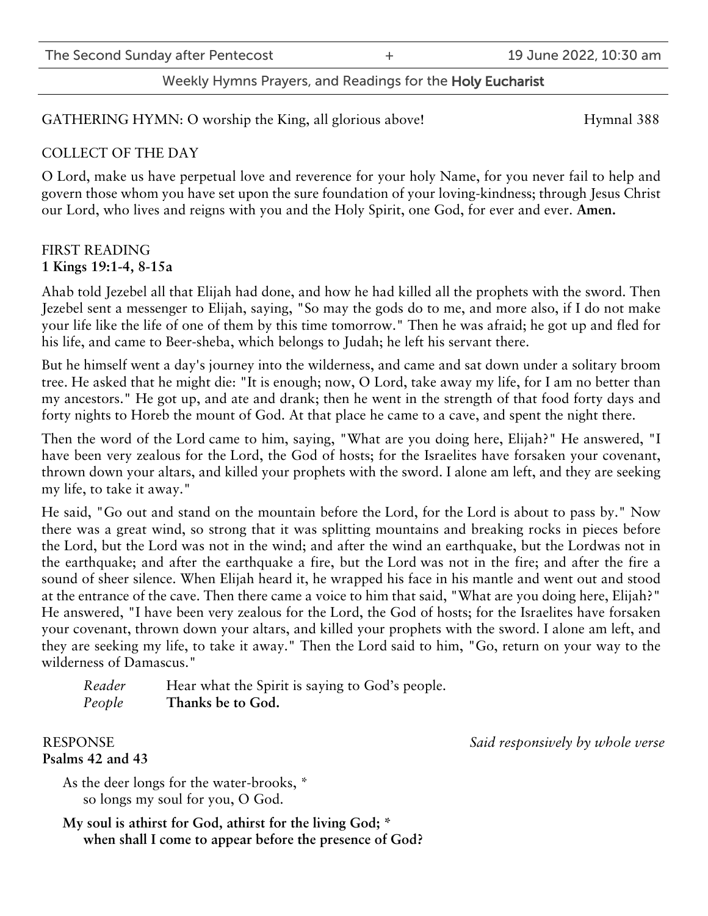GATHERING HYMN: O worship the King, all glorious above! Hymnal 388

COLLECT OF THE DAY

O Lord, make us have perpetual love and reverence for your holy Name, for you never fail to help and govern those whom you have set upon the sure foundation of your loving-kindness; through Jesus Christ our Lord, who lives and reigns with you and the Holy Spirit, one God, for ever and ever. **Amen.**

FIRST READING
**1 Kings 19:1-4, 8-15a**

Ahab told Jezebel all that Elijah had done, and how he had killed all the prophets with the sword. Then Jezebel sent a messenger to Elijah, saying, "So may the gods do to me, and more also, if I do not make your life like the life of one of them by this time tomorrow." Then he was afraid; he got up and fled for his life, and came to Beer-sheba, which belongs to Judah; he left his servant there.

But he himself went a day's journey into the wilderness, and came and sat down under a solitary broom tree. He asked that he might die: "It is enough; now, O Lord, take away my life, for I am no better than my ancestors." He got up, and ate and drank; then he went in the strength of that food forty days and forty nights to Horeb the mount of God. At that place he came to a cave, and spent the night there.

Then the word of the Lord came to him, saying, "What are you doing here, Elijah?" He answered, "I have been very zealous for the Lord, the God of hosts; for the Israelites have forsaken your covenant, thrown down your altars, and killed your prophets with the sword. I alone am left, and they are seeking my life, to take it away."

He said, "Go out and stand on the mountain before the Lord, for the Lord is about to pass by." Now there was a great wind, so strong that it was splitting mountains and breaking rocks in pieces before the Lord, but the Lord was not in the wind; and after the wind an earthquake, but the Lordwas not in the earthquake; and after the earthquake a fire, but the Lord was not in the fire; and after the fire a sound of sheer silence. When Elijah heard it, he wrapped his face in his mantle and went out and stood at the entrance of the cave. Then there came a voice to him that said, "What are you doing here, Elijah?" He answered, "I have been very zealous for the Lord, the God of hosts; for the Israelites have forsaken your covenant, thrown down your altars, and killed your prophets with the sword. I alone am left, and they are seeking my life, to take it away." Then the Lord said to him, "Go, return on your way to the wilderness of Damascus."

*Reader* Hear what the Spirit is saying to God's people.
*People* **Thanks be to God.**

RESPONSE *Said responsively by whole verse*
**Psalms 42 and 43**

As the deer longs for the water-brooks, *
so longs my soul for you, O God.

**My soul is athirst for God, athirst for the living God; *
when shall I come to appear before the presence of God?**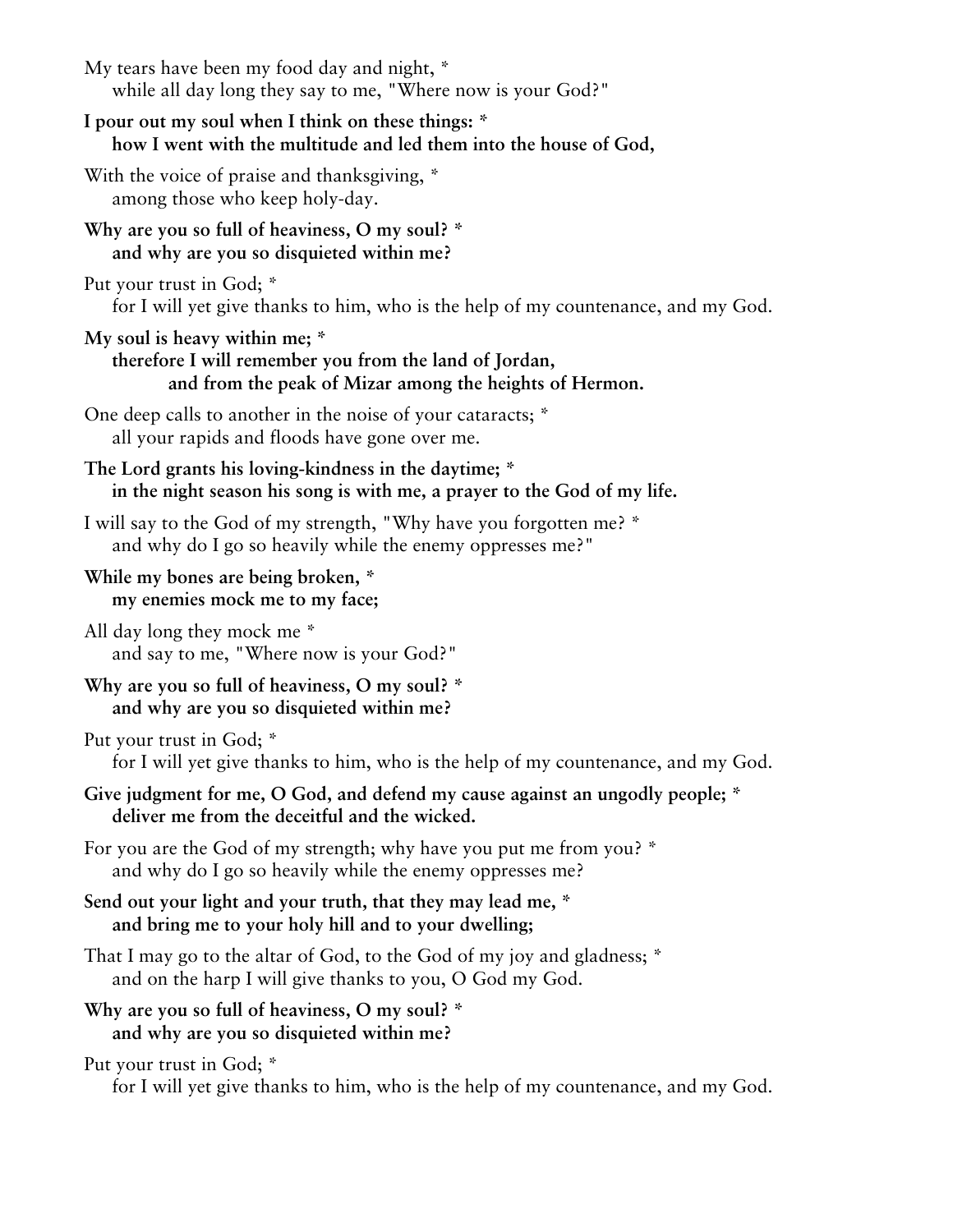My tears have been my food day and night, *
while all day long they say to me, "Where now is your God?"

**I pour out my soul when I think on these things: *
how I went with the multitude and led them into the house of God,**

With the voice of praise and thanksgiving, *
among those who keep holy-day.

**Why are you so full of heaviness, O my soul? *
and why are you so disquieted within me?**

Put your trust in God; *
for I will yet give thanks to him, who is the help of my countenance, and my God.

**My soul is heavy within me; *
therefore I will remember you from the land of Jordan,
and from the peak of Mizar among the heights of Hermon.**

One deep calls to another in the noise of your cataracts; *
all your rapids and floods have gone over me.

**The Lord grants his loving-kindness in the daytime; *
in the night season his song is with me, a prayer to the God of my life.**

I will say to the God of my strength, "Why have you forgotten me? *
and why do I go so heavily while the enemy oppresses me?"

**While my bones are being broken, *
my enemies mock me to my face;**

All day long they mock me *
and say to me, "Where now is your God?"

**Why are you so full of heaviness, O my soul? *
and why are you so disquieted within me?**

Put your trust in God; *
for I will yet give thanks to him, who is the help of my countenance, and my God.

**Give judgment for me, O God, and defend my cause against an ungodly people; *
deliver me from the deceitful and the wicked.**

For you are the God of my strength; why have you put me from you? *
and why do I go so heavily while the enemy oppresses me?

**Send out your light and your truth, that they may lead me, *
and bring me to your holy hill and to your dwelling;**

That I may go to the altar of God, to the God of my joy and gladness; *
and on the harp I will give thanks to you, O God my God.

**Why are you so full of heaviness, O my soul? *
and why are you so disquieted within me?**

Put your trust in God; *
for I will yet give thanks to him, who is the help of my countenance, and my God.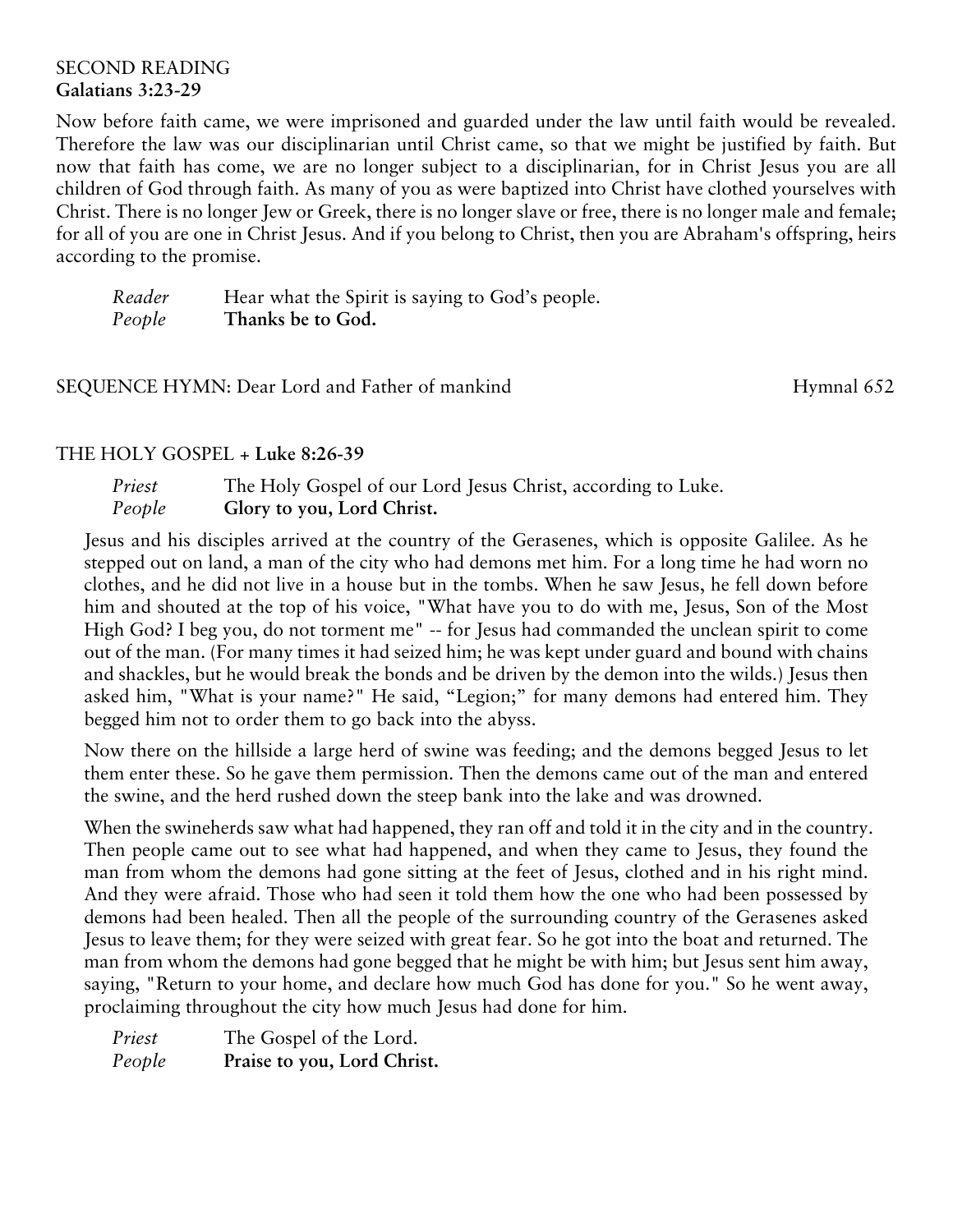## SECOND READING
**Galatians 3:23-29**

Now before faith came, we were imprisoned and guarded under the law until faith would be revealed. Therefore the law was our disciplinarian until Christ came, so that we might be justified by faith. But now that faith has come, we are no longer subject to a disciplinarian, for in Christ Jesus you are all children of God through faith. As many of you as were baptized into Christ have clothed yourselves with Christ. There is no longer Jew or Greek, there is no longer slave or free, there is no longer male and female; for all of you are one in Christ Jesus. And if you belong to Christ, then you are Abraham's offspring, heirs according to the promise.

*Reader* Hear what the Spirit is saying to God's people.
*People* **Thanks be to God.**

SEQUENCE HYMN: Dear Lord and Father of mankind Hymnal 652

## THE HOLY GOSPEL + **Luke 8:26-39**

*Priest* The Holy Gospel of our Lord Jesus Christ, according to Luke.
*People* **Glory to you, Lord Christ.**

Jesus and his disciples arrived at the country of the Gerasenes, which is opposite Galilee. As he stepped out on land, a man of the city who had demons met him. For a long time he had worn no clothes, and he did not live in a house but in the tombs. When he saw Jesus, he fell down before him and shouted at the top of his voice, "What have you to do with me, Jesus, Son of the Most High God? I beg you, do not torment me" -- for Jesus had commanded the unclean spirit to come out of the man. (For many times it had seized him; he was kept under guard and bound with chains and shackles, but he would break the bonds and be driven by the demon into the wilds.) Jesus then asked him, "What is your name?" He said, "Legion;" for many demons had entered him. They begged him not to order them to go back into the abyss.

Now there on the hillside a large herd of swine was feeding; and the demons begged Jesus to let them enter these. So he gave them permission. Then the demons came out of the man and entered the swine, and the herd rushed down the steep bank into the lake and was drowned.

When the swineherds saw what had happened, they ran off and told it in the city and in the country. Then people came out to see what had happened, and when they came to Jesus, they found the man from whom the demons had gone sitting at the feet of Jesus, clothed and in his right mind. And they were afraid. Those who had seen it told them how the one who had been possessed by demons had been healed. Then all the people of the surrounding country of the Gerasenes asked Jesus to leave them; for they were seized with great fear. So he got into the boat and returned. The man from whom the demons had gone begged that he might be with him; but Jesus sent him away, saying, "Return to your home, and declare how much God has done for you." So he went away, proclaiming throughout the city how much Jesus had done for him.

*Priest* The Gospel of the Lord.
*People* **Praise to you, Lord Christ.**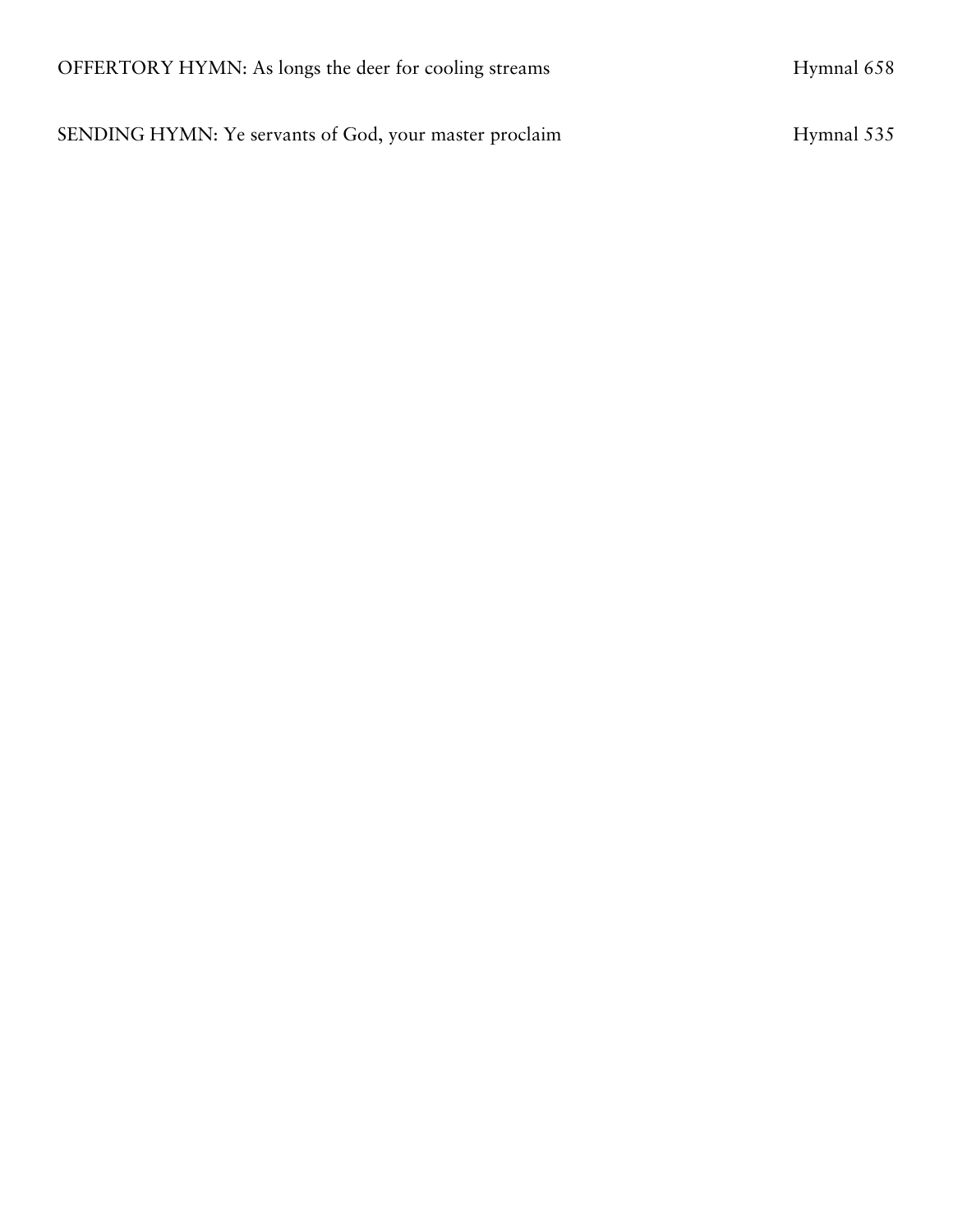OFFERTORY HYMN: As longs the deer for cooling streams Hymnal 658

SENDING HYMN: Ye servants of God, your master proclaim Hymnal 535